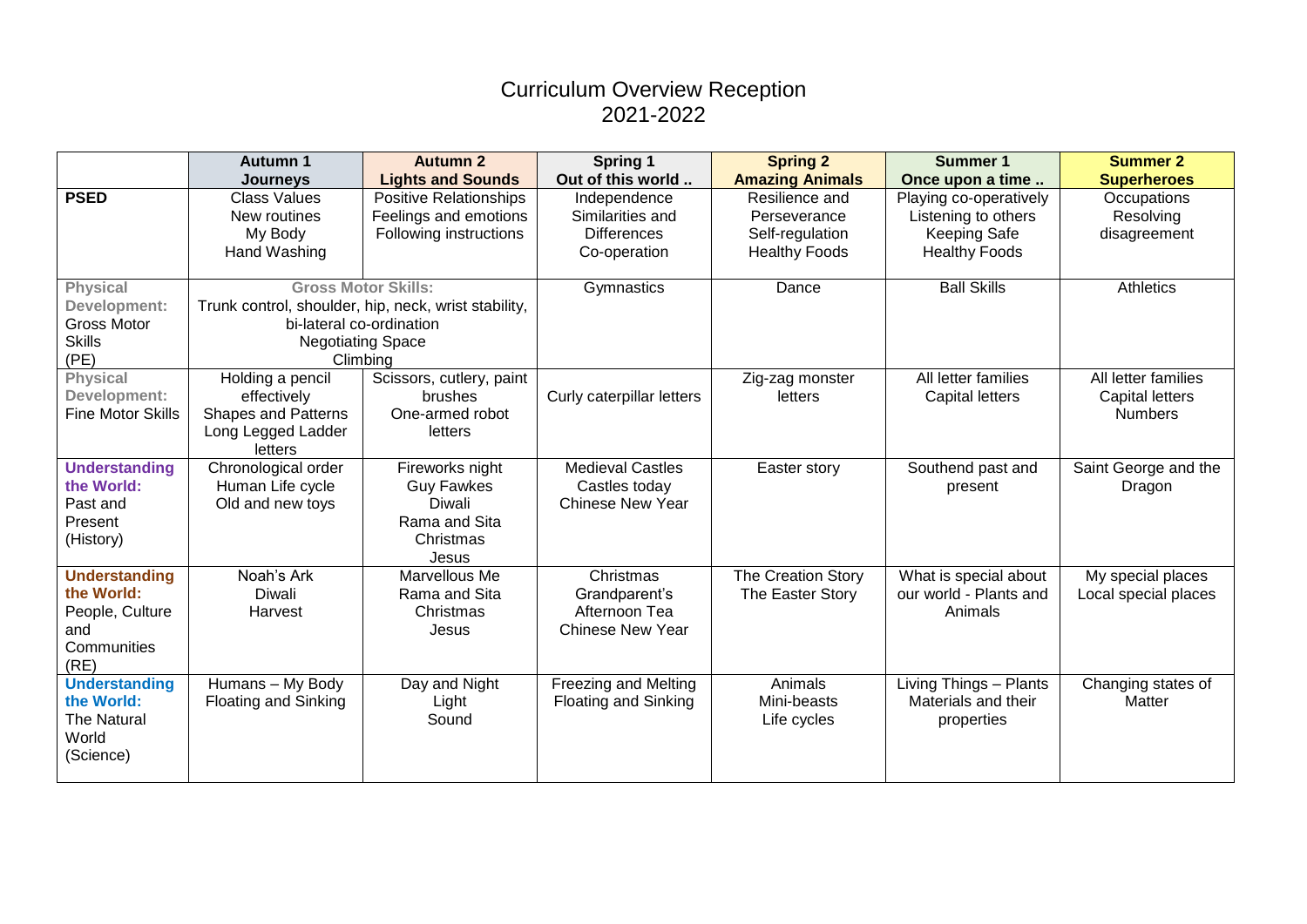# Curriculum Overview Reception 2021-2022

| | **Autumn 1 Journeys** | **Autumn 2 Lights and Sounds** | **Spring 1 Out of this world ..** | **Spring 2 Amazing Animals** | **Summer 1 Once upon a time ..** | **Summer 2 Superheroes** |
|---|---|---|---|---|---|---|
| **PSED** | Class Values<br>New routines<br>My Body<br>Hand Washing | Positive Relationships<br>Feelings and emotions<br>Following instructions | Independence<br>Similarities and Differences<br>Co-operation | Resilience and Perseverance<br>Self-regulation<br>Healthy Foods | Playing co-operatively<br>Listening to others<br>Keeping Safe<br>Healthy Foods | Occupations<br>Resolving disagreement |
| **Physical Development:** Gross Motor Skills (PE) | **Gross Motor Skills:**<br>Trunk control, shoulder, hip, neck, wrist stability, bi-lateral co-ordination<br>Negotiating Space<br>Climbing | | Gymnastics | Dance | Ball Skills | Athletics |
| **Physical Development:** Fine Motor Skills | Holding a pencil effectively<br>Shapes and Patterns<br>Long Legged Ladder letters | Scissors, cutlery, paint brushes<br>One-armed robot letters | Curly caterpillar letters | Zig-zag monster letters | All letter families<br>Capital letters | All letter families<br>Capital letters<br>Numbers |
| **Understanding the World:** Past and Present (History) | Chronological order<br>Human Life cycle<br>Old and new toys | Fireworks night<br>Guy Fawkes<br>Diwali<br>Rama and Sita<br>Christmas<br>Jesus | Medieval Castles<br>Castles today<br>Chinese New Year | Easter story | Southend past and present | Saint George and the Dragon |
| **Understanding the World:** People, Culture and Communities (RE) | Noah's Ark<br>Diwali<br>Harvest | Marvellous Me<br>Rama and Sita<br>Christmas<br>Jesus | Christmas<br>Grandparent's Afternoon Tea<br>Chinese New Year | The Creation Story<br>The Easter Story | What is special about our world - Plants and Animals | My special places<br>Local special places |
| **Understanding the World:** The Natural World (Science) | Humans – My Body<br>Floating and Sinking | Day and Night<br>Light<br>Sound | Freezing and Melting<br>Floating and Sinking | Animals<br>Mini-beasts<br>Life cycles | Living Things – Plants<br>Materials and their properties | Changing states of Matter |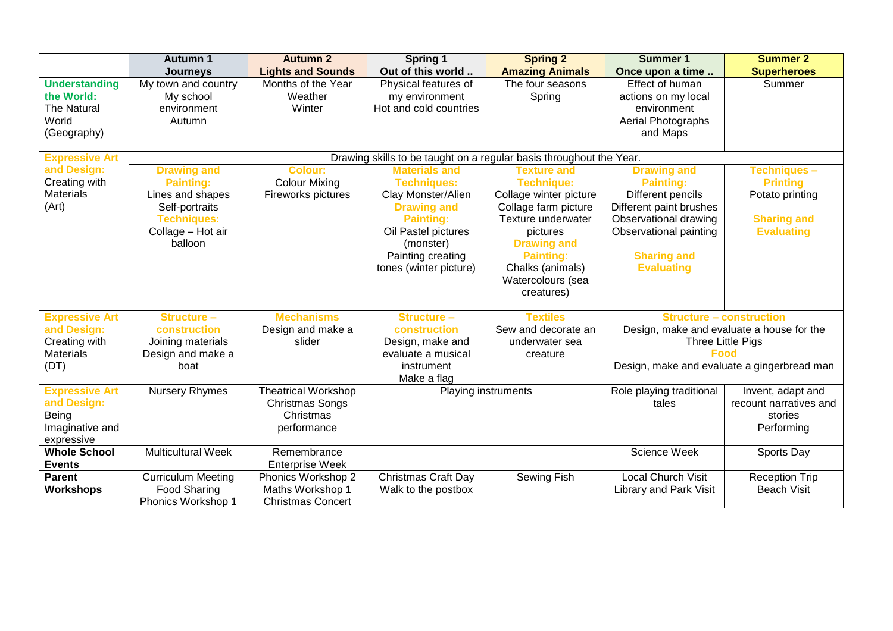| | Autumn 1 Journeys | Autumn 2 Lights and Sounds | Spring 1 Out of this world .. | Spring 2 Amazing Animals | Summer 1 Once upon a time .. | Summer 2 Superheroes |
|---|---|---|---|---|---|---|
| **Understanding the World:** The Natural World (Geography) | My town and country<br>My school environment<br>Autumn | Months of the Year<br>Weather<br>Winter | Physical features of my environment<br>Hot and cold countries | The four seasons<br>Spring | Effect of human actions on my local environment<br>Aerial Photographs and Maps | Summer |
| **Expressive Art and Design:** Creating with Materials (Art) | Drawing skills to be taught on a regular basis throughout the Year. | | | | | |
| | **Drawing and Painting:**<br>Lines and shapes<br>Self-portraits<br>**Techniques:**<br>Collage – Hot air balloon | **Colour:**<br>Colour Mixing<br>Fireworks pictures | **Materials and Techniques:**<br>Clay Monster/Alien<br>**Drawing and Painting:**<br>Oil Pastel pictures (monster)<br>Painting creating tones (winter picture) | **Texture and Technique:**<br>Collage winter picture<br>Collage farm picture<br>Texture underwater pictures<br>**Drawing and Painting:**<br>Chalks (animals)<br>Watercolours (sea creatures) | **Drawing and Painting:**<br>Different pencils<br>Different paint brushes<br>Observational drawing<br>Observational painting<br><br>**Sharing and Evaluating** | **Techniques – Printing**<br>Potato printing<br><br>**Sharing and Evaluating** |
| **Expressive Art and Design:** Creating with Materials (DT) | **Structure – construction**<br>Joining materials<br>Design and make a boat | **Mechanisms**<br>Design and make a slider | **Structure – construction**<br>Design, make and evaluate a musical instrument<br>Make a flag | **Textiles**<br>Sew and decorate an underwater sea creature | **Structure – construction**<br>Design, make and evaluate a house for the Three Little Pigs<br>**Food**<br>Design, make and evaluate a gingerbread man | |
| **Expressive Art and Design:** Being Imaginative and expressive | Nursery Rhymes | Theatrical Workshop<br>Christmas Songs<br>Christmas performance | Playing instruments | | Role playing traditional tales | Invent, adapt and recount narratives and stories<br>Performing |
| **Whole School Events** | Multicultural Week | Remembrance<br>Enterprise Week | | | Science Week | Sports Day |
| **Parent Workshops** | Curriculum Meeting<br>Food Sharing<br>Phonics Workshop 1 | Phonics Workshop 2<br>Maths Workshop 1<br>Christmas Concert | Christmas Craft Day<br>Walk to the postbox | Sewing Fish | Local Church Visit<br>Library and Park Visit | Reception Trip<br>Beach Visit |